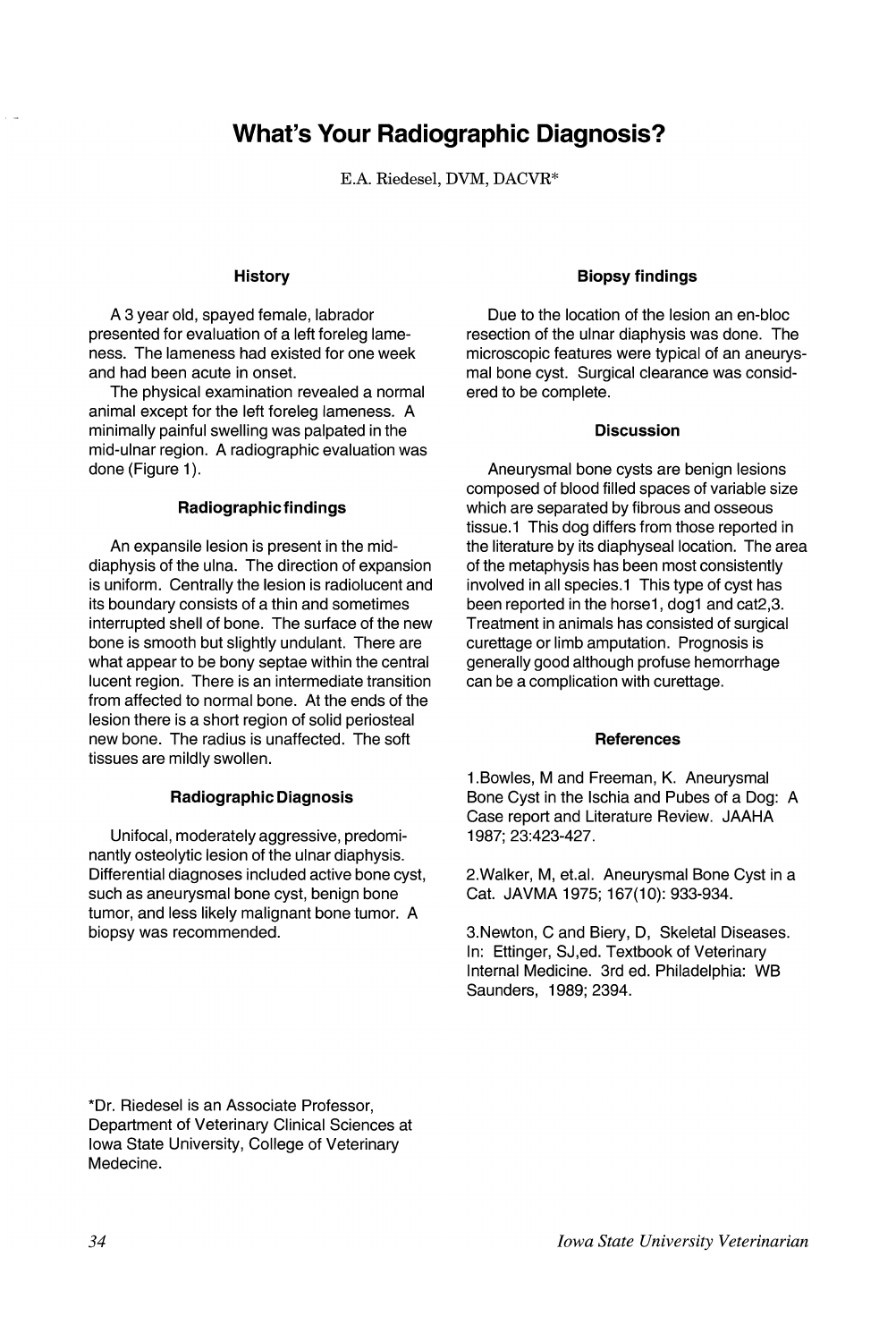# What's Your Radiographic Diagnosis?

E.A. Riedesel, DVM, DACVR*

### History

A 3 year old, spayed female, labrador presented for evaluation of a left foreleg lameness. The lameness had existed for one week and had been acute in onset.

The physical examination revealed a normal animal except for the left foreleg lameness. A minimally painful swelling was palpated in the mid-ulnar region. A radiographic evaluation was done (Figure 1).

### Radiographic findings

An expansile lesion is present in the mid-diaphysis of the ulna. The direction of expansion is uniform. Centrally the lesion is radiolucent and its boundary consists of a thin and sometimes interrupted shell of bone. The surface of the new bone is smooth but slightly undulant. There are what appear to be bony septae within the central lucent region. There is an intermediate transition from affected to normal bone. At the ends of the lesion there is a short region of solid periosteal new bone. The radius is unaffected. The soft tissues are mildly swollen.

### Radiographic Diagnosis

Unifocal, moderately aggressive, predominantly osteolytic lesion of the ulnar diaphysis. Differential diagnoses included active bone cyst, such as aneurysmal bone cyst, benign bone tumor, and less likely malignant bone tumor. A biopsy was recommended.

### Biopsy findings

Due to the location of the lesion an en-bloc resection of the ulnar diaphysis was done. The microscopic features were typical of an aneurysmal bone cyst. Surgical clearance was considered to be complete.

### Discussion

Aneurysmal bone cysts are benign lesions composed of blood filled spaces of variable size which are separated by fibrous and osseous tissue.[1] This dog differs from those reported in the literature by its diaphyseal location. The area of the metaphysis has been most consistently involved in all species.[1] This type of cyst has been reported in the horse[1], dog[1] and cat[2,3]. Treatment in animals has consisted of surgical curettage or limb amputation. Prognosis is generally good although profuse hemorrhage can be a complication with curettage.

### References

1. Bowles, M and Freeman, K. Aneurysmal Bone Cyst in the Ischia and Pubes of a Dog: A Case report and Literature Review. JAAHA 1987; 23:423-427.

2. Walker, M, et.al. Aneurysmal Bone Cyst in a Cat. JAVMA 1975; 167(10): 933-934.

3. Newton, C and Biery, D, Skeletal Diseases. In: Ettinger, SJ,ed. Textbook of Veterinary Internal Medicine. 3rd ed. Philadelphia: WB Saunders, 1989; 2394.

*Dr. Riedesel is an Associate Professor, Department of Veterinary Clinical Sciences at Iowa State University, College of Veterinary Medecine.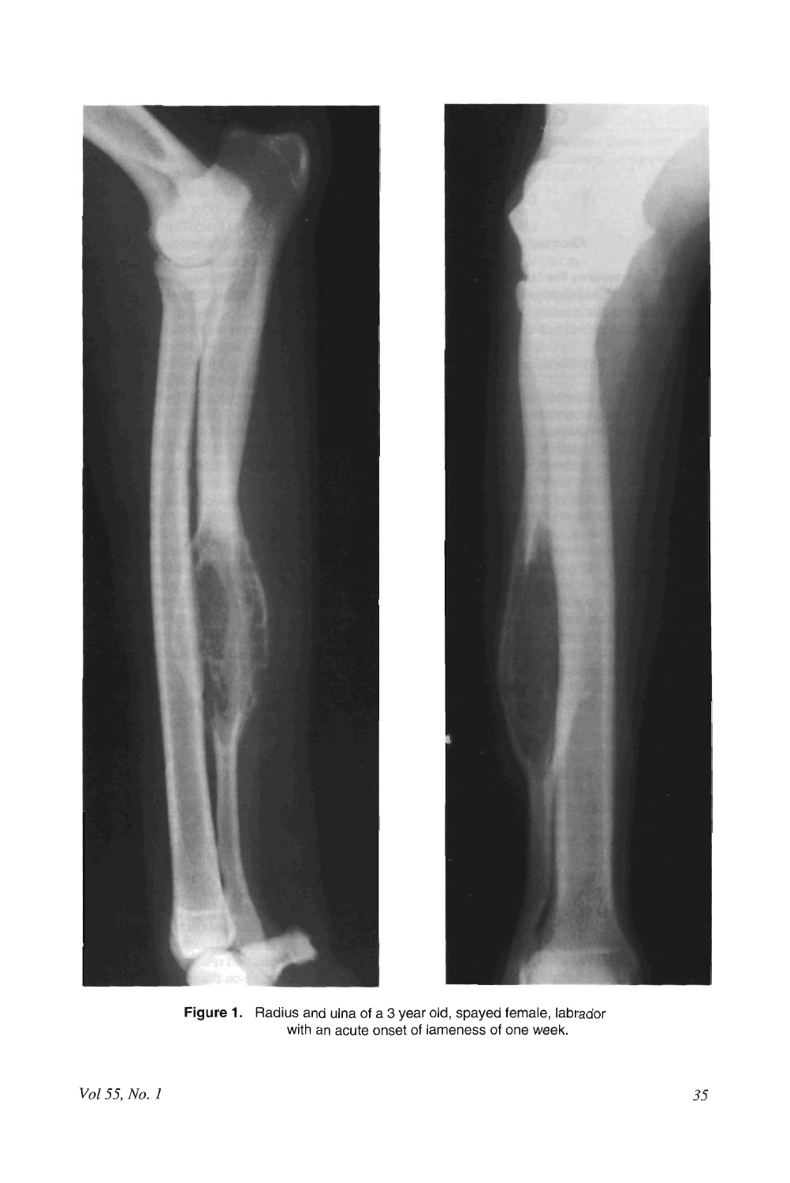**Figure 1.** Radius and ulna of a 3 year old, spayed female, labrador with an acute onset of lameness of one week.